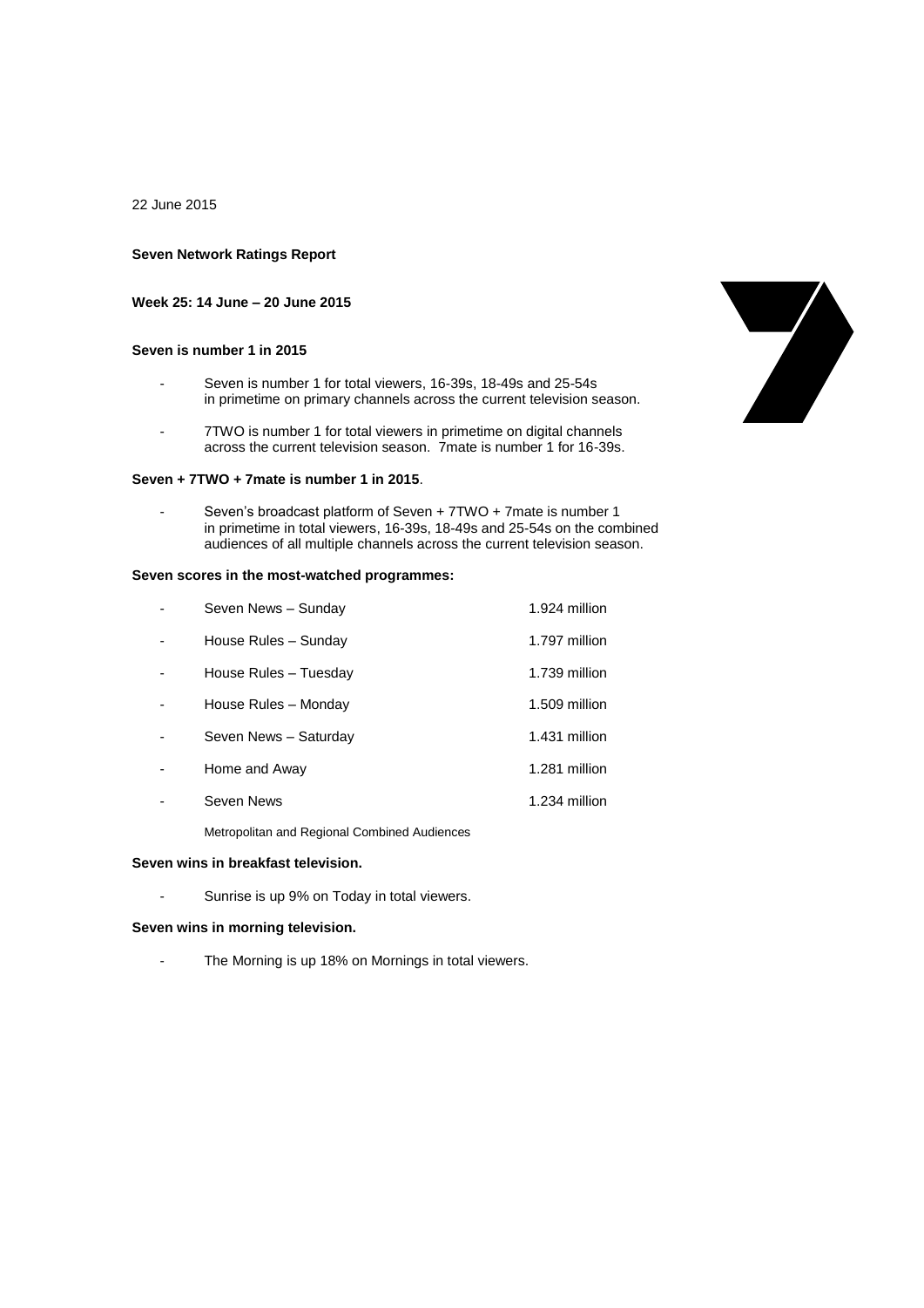22 June 2015

**Seven Network Ratings Report**

**Week 25: 14 June – 20 June 2015**

**Seven is number 1 in 2015**

- Seven is number 1 for total viewers, 16-39s, 18-49s and 25-54s in primetime on primary channels across the current television season.
- 7TWO is number 1 for total viewers in primetime on digital channels across the current television season. 7mate is number 1 for 16-39s.

**Seven + 7TWO + 7mate is number 1 in 2015**.

- Seven's broadcast platform of Seven + 7TWO + 7mate is number 1 in primetime in total viewers, 16-39s, 18-49s and 25-54s on the combined audiences of all multiple channels across the current television season.

**Seven scores in the most-watched programmes:**

| | |
|---|---|
| - Seven News – Sunday | 1.924 million |
| - House Rules – Sunday | 1.797 million |
| - House Rules – Tuesday | 1.739 million |
| - House Rules – Monday | 1.509 million |
| - Seven News – Saturday | 1.431 million |
| - Home and Away | 1.281 million |
| - Seven News | 1.234 million |

Metropolitan and Regional Combined Audiences

**Seven wins in breakfast television.**

- Sunrise is up 9% on Today in total viewers.

**Seven wins in morning television.**

- The Morning is up 18% on Mornings in total viewers.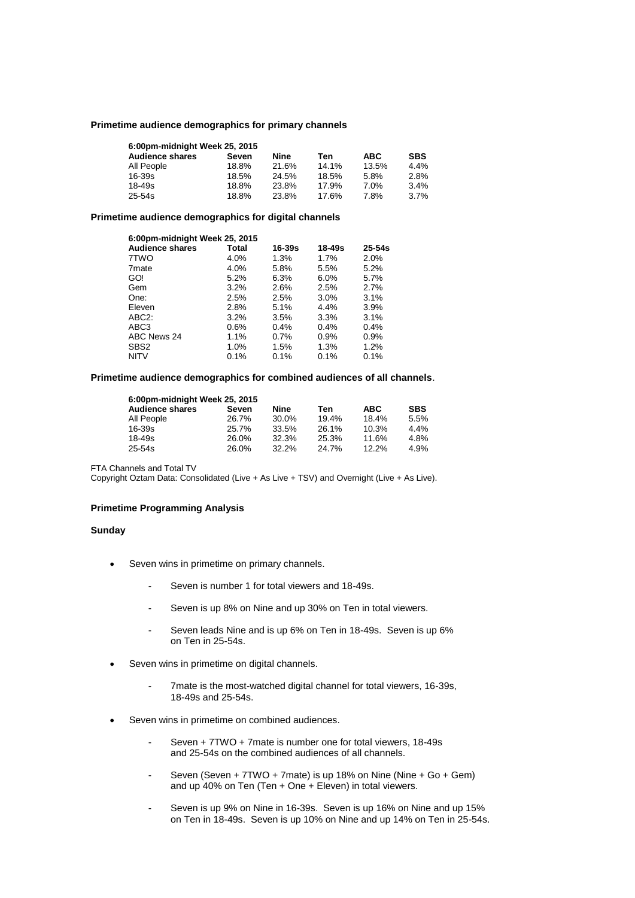**Primetime audience demographics for primary channels**

| 6:00pm-midnight Week 25, 2015 | | | | | |
|---|---|---|---|---|---|
| **Audience shares** | **Seven** | **Nine** | **Ten** | **ABC** | **SBS** |
| All People | 18.8% | 21.6% | 14.1% | 13.5% | 4.4% |
| 16-39s | 18.5% | 24.5% | 18.5% | 5.8% | 2.8% |
| 18-49s | 18.8% | 23.8% | 17.9% | 7.0% | 3.4% |
| 25-54s | 18.8% | 23.8% | 17.6% | 7.8% | 3.7% |

**Primetime audience demographics for digital channels**

| 6:00pm-midnight Week 25, 2015 | | | | |
|---|---|---|---|---|
| **Audience shares** | **Total** | **16-39s** | **18-49s** | **25-54s** |
| 7TWO | 4.0% | 1.3% | 1.7% | 2.0% |
| 7mate | 4.0% | 5.8% | 5.5% | 5.2% |
| GO! | 5.2% | 6.3% | 6.0% | 5.7% |
| Gem | 3.2% | 2.6% | 2.5% | 2.7% |
| One: | 2.5% | 2.5% | 3.0% | 3.1% |
| Eleven | 2.8% | 5.1% | 4.4% | 3.9% |
| ABC2: | 3.2% | 3.5% | 3.3% | 3.1% |
| ABC3 | 0.6% | 0.4% | 0.4% | 0.4% |
| ABC News 24 | 1.1% | 0.7% | 0.9% | 0.9% |
| SBS2 | 1.0% | 1.5% | 1.3% | 1.2% |
| NITV | 0.1% | 0.1% | 0.1% | 0.1% |

**Primetime audience demographics for combined audiences of all channels**.

| 6:00pm-midnight Week 25, 2015 | | | | | |
|---|---|---|---|---|---|
| **Audience shares** | **Seven** | **Nine** | **Ten** | **ABC** | **SBS** |
| All People | 26.7% | 30.0% | 19.4% | 18.4% | 5.5% |
| 16-39s | 25.7% | 33.5% | 26.1% | 10.3% | 4.4% |
| 18-49s | 26.0% | 32.3% | 25.3% | 11.6% | 4.8% |
| 25-54s | 26.0% | 32.2% | 24.7% | 12.2% | 4.9% |

FTA Channels and Total TV
Copyright Oztam Data: Consolidated (Live + As Live + TSV) and Overnight (Live + As Live).

**Primetime Programming Analysis**

**Sunday**

- Seven wins in primetime on primary channels.
  - Seven is number 1 for total viewers and 18-49s.
  - Seven is up 8% on Nine and up 30% on Ten in total viewers.
  - Seven leads Nine and is up 6% on Ten in 18-49s. Seven is up 6% on Ten in 25-54s.
- Seven wins in primetime on digital channels.
  - 7mate is the most-watched digital channel for total viewers, 16-39s, 18-49s and 25-54s.
- Seven wins in primetime on combined audiences.
  - Seven + 7TWO + 7mate is number one for total viewers, 18-49s and 25-54s on the combined audiences of all channels.
  - Seven (Seven + 7TWO + 7mate) is up 18% on Nine (Nine + Go + Gem) and up 40% on Ten (Ten + One + Eleven) in total viewers.
  - Seven is up 9% on Nine in 16-39s. Seven is up 16% on Nine and up 15% on Ten in 18-49s. Seven is up 10% on Nine and up 14% on Ten in 25-54s.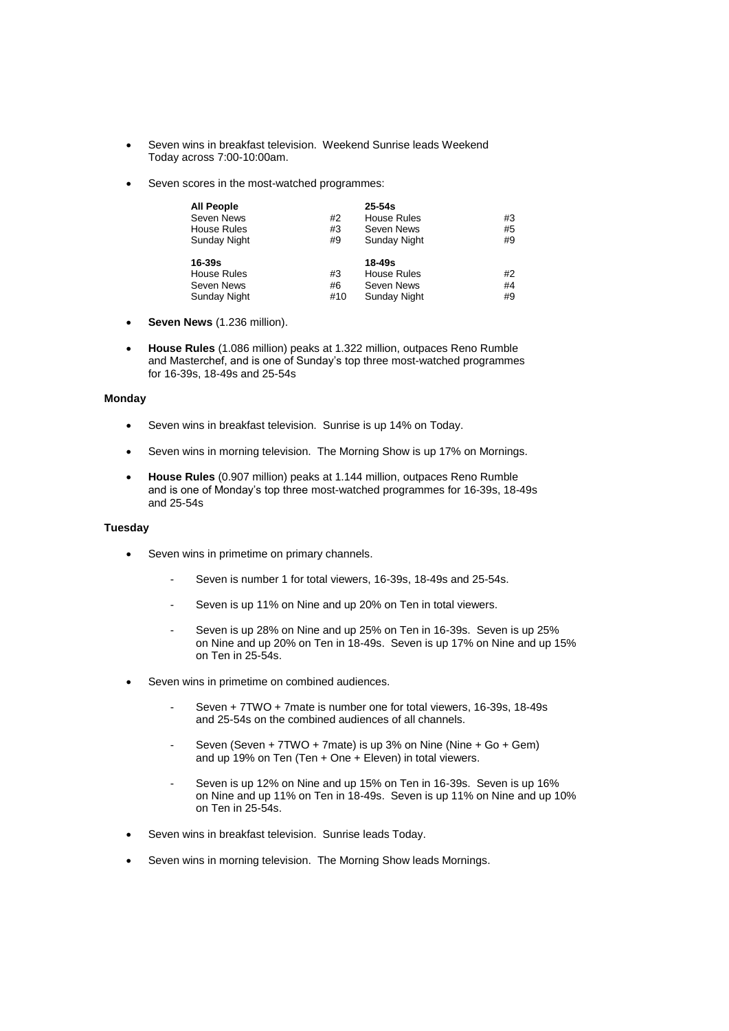- Seven wins in breakfast television. Weekend Sunrise leads Weekend Today across 7:00-10:00am.

- Seven scores in the most-watched programmes:

| **All People** | | **25-54s** | |
|---|---|---|---|
| Seven News | #2 | House Rules | #3 |
| House Rules | #3 | Seven News | #5 |
| Sunday Night | #9 | Sunday Night | #9 |
| **16-39s** | | **18-49s** | |
| House Rules | #3 | House Rules | #2 |
| Seven News | #6 | Seven News | #4 |
| Sunday Night | #10 | Sunday Night | #9 |

- **Seven News** (1.236 million).

- **House Rules** (1.086 million) peaks at 1.322 million, outpaces Reno Rumble and Masterchef, and is one of Sunday's top three most-watched programmes for 16-39s, 18-49s and 25-54s

**Monday**

- Seven wins in breakfast television. Sunrise is up 14% on Today.

- Seven wins in morning television. The Morning Show is up 17% on Mornings.

- **House Rules** (0.907 million) peaks at 1.144 million, outpaces Reno Rumble and is one of Monday's top three most-watched programmes for 16-39s, 18-49s and 25-54s

**Tuesday**

- Seven wins in primetime on primary channels.

  - Seven is number 1 for total viewers, 16-39s, 18-49s and 25-54s.

  - Seven is up 11% on Nine and up 20% on Ten in total viewers.

  - Seven is up 28% on Nine and up 25% on Ten in 16-39s. Seven is up 25% on Nine and up 20% on Ten in 18-49s. Seven is up 17% on Nine and up 15% on Ten in 25-54s.

- Seven wins in primetime on combined audiences.

  - Seven + 7TWO + 7mate is number one for total viewers, 16-39s, 18-49s and 25-54s on the combined audiences of all channels.

  - Seven (Seven + 7TWO + 7mate) is up 3% on Nine (Nine + Go + Gem) and up 19% on Ten (Ten + One + Eleven) in total viewers.

  - Seven is up 12% on Nine and up 15% on Ten in 16-39s. Seven is up 16% on Nine and up 11% on Ten in 18-49s. Seven is up 11% on Nine and up 10% on Ten in 25-54s.

- Seven wins in breakfast television. Sunrise leads Today.

- Seven wins in morning television. The Morning Show leads Mornings.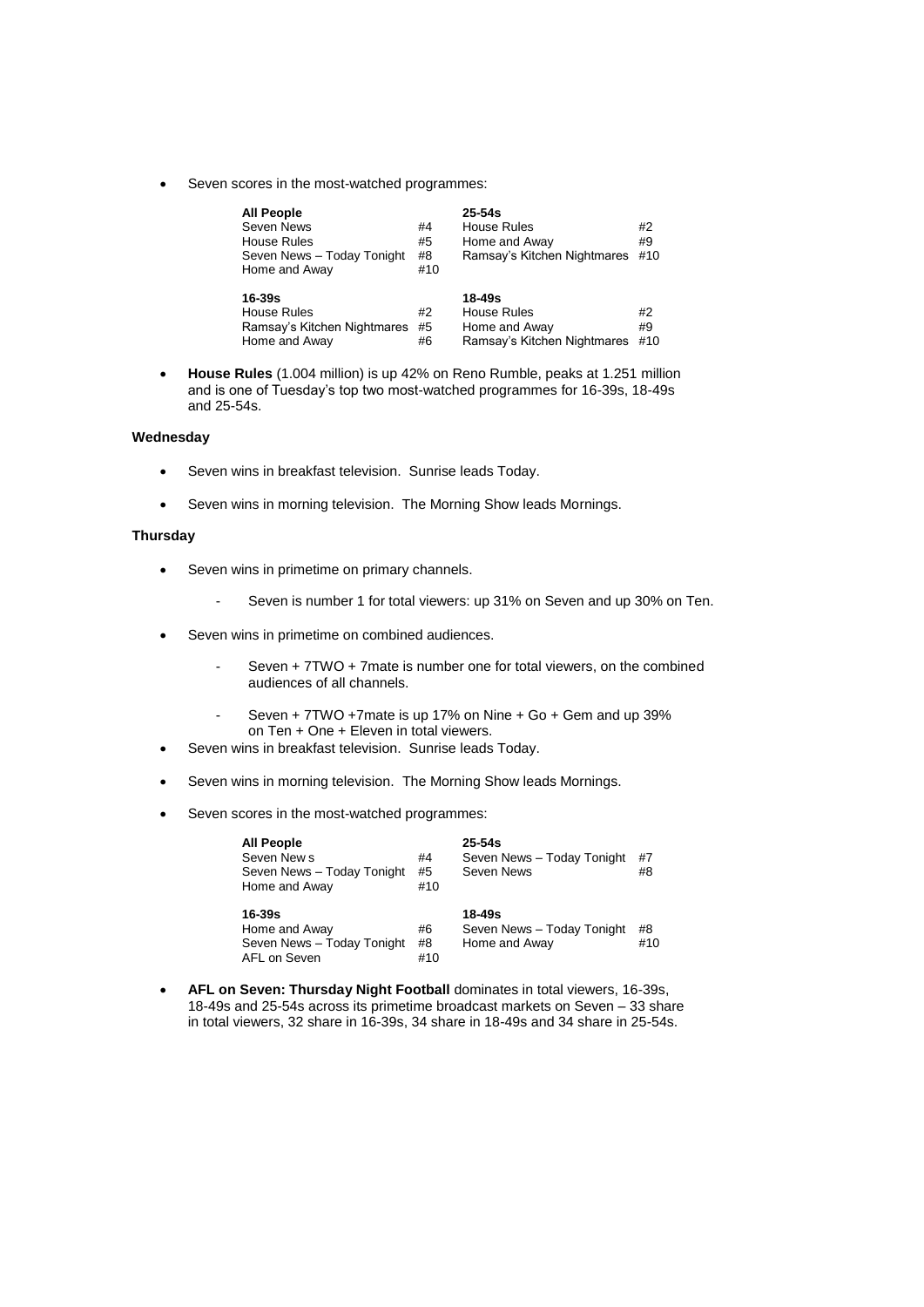- Seven scores in the most-watched programmes:

| **All People** | | **25-54s** | |
|---|---|---|---|
| Seven News | #4 | House Rules | #2 |
| House Rules | #5 | Home and Away | #9 |
| Seven News – Today Tonight | #8 | Ramsay's Kitchen Nightmares | #10 |
| Home and Away | #10 | | |
| **16-39s** | | **18-49s** | |
| House Rules | #2 | House Rules | #2 |
| Ramsay's Kitchen Nightmares | #5 | Home and Away | #9 |
| Home and Away | #6 | Ramsay's Kitchen Nightmares | #10 |

- **House Rules** (1.004 million) is up 42% on Reno Rumble, peaks at 1.251 million and is one of Tuesday's top two most-watched programmes for 16-39s, 18-49s and 25-54s.

**Wednesday**

- Seven wins in breakfast television. Sunrise leads Today.
- Seven wins in morning television. The Morning Show leads Mornings.

**Thursday**

- Seven wins in primetime on primary channels.
    - Seven is number 1 for total viewers: up 31% on Seven and up 30% on Ten.
- Seven wins in primetime on combined audiences.
    - Seven + 7TWO + 7mate is number one for total viewers, on the combined audiences of all channels.
    - Seven + 7TWO +7mate is up 17% on Nine + Go + Gem and up 39% on Ten + One + Eleven in total viewers.
- Seven wins in breakfast television. Sunrise leads Today.
- Seven wins in morning television. The Morning Show leads Mornings.
- Seven scores in the most-watched programmes:

| **All People** | | **25-54s** | |
|---|---|---|---|
| Seven New s | #4 | Seven News – Today Tonight | #7 |
| Seven News – Today Tonight | #5 | Seven News | #8 |
| Home and Away | #10 | | |
| **16-39s** | | **18-49s** | |
| Home and Away | #6 | Seven News – Today Tonight | #8 |
| Seven News – Today Tonight | #8 | Home and Away | #10 |
| AFL on Seven | #10 | | |

- **AFL on Seven: Thursday Night Football** dominates in total viewers, 16-39s, 18-49s and 25-54s across its primetime broadcast markets on Seven – 33 share in total viewers, 32 share in 16-39s, 34 share in 18-49s and 34 share in 25-54s.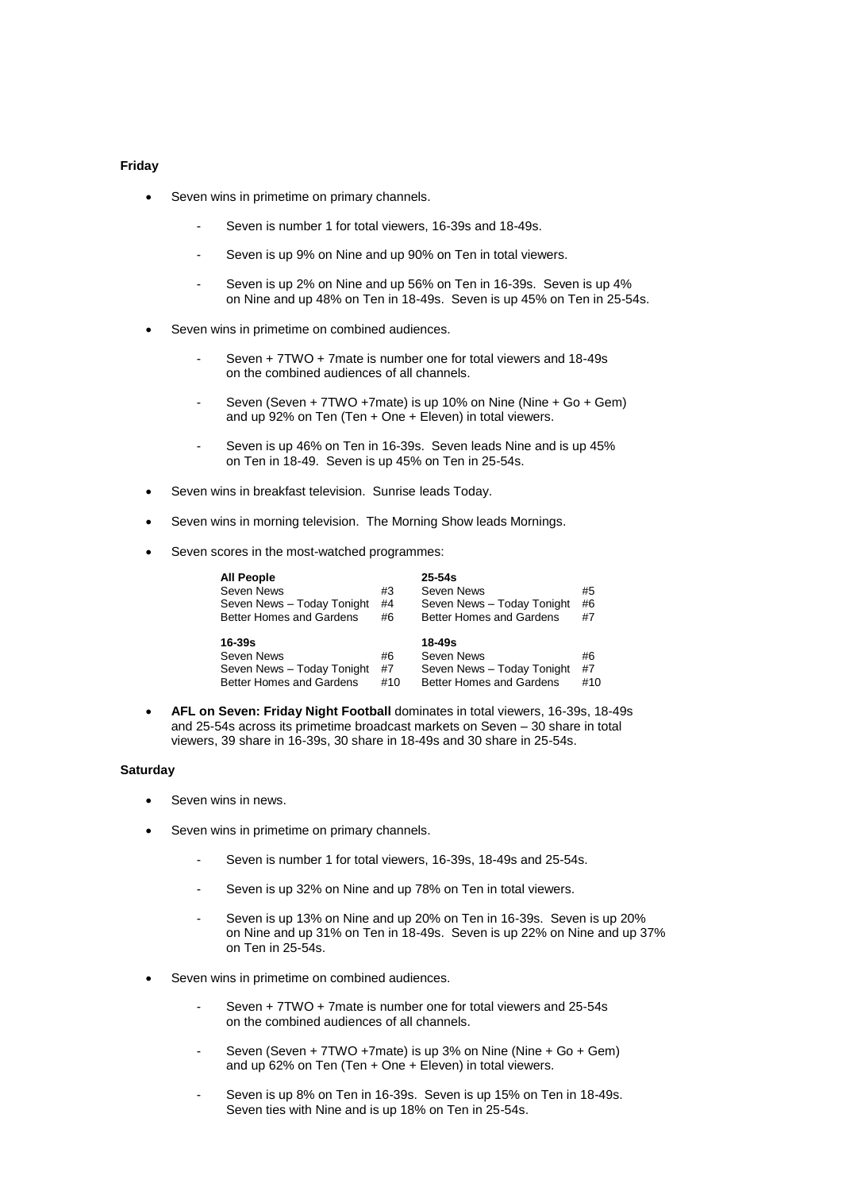**Friday**

- Seven wins in primetime on primary channels.
    - Seven is number 1 for total viewers, 16-39s and 18-49s.
    - Seven is up 9% on Nine and up 90% on Ten in total viewers.
    - Seven is up 2% on Nine and up 56% on Ten in 16-39s. Seven is up 4% on Nine and up 48% on Ten in 18-49s. Seven is up 45% on Ten in 25-54s.
- Seven wins in primetime on combined audiences.
    - Seven + 7TWO + 7mate is number one for total viewers and 18-49s on the combined audiences of all channels.
    - Seven (Seven + 7TWO +7mate) is up 10% on Nine (Nine + Go + Gem) and up 92% on Ten (Ten + One + Eleven) in total viewers.
    - Seven is up 46% on Ten in 16-39s. Seven leads Nine and is up 45% on Ten in 18-49. Seven is up 45% on Ten in 25-54s.
- Seven wins in breakfast television. Sunrise leads Today.
- Seven wins in morning television. The Morning Show leads Mornings.
- Seven scores in the most-watched programmes:

| **All People** | | **25-54s** | |
|---|---|---|---|
| Seven News | #3 | Seven News | #5 |
| Seven News – Today Tonight | #4 | Seven News – Today Tonight | #6 |
| Better Homes and Gardens | #6 | Better Homes and Gardens | #7 |
| **16-39s** | | **18-49s** | |
| Seven News | #6 | Seven News | #6 |
| Seven News – Today Tonight | #7 | Seven News – Today Tonight | #7 |
| Better Homes and Gardens | #10 | Better Homes and Gardens | #10 |

- **AFL on Seven: Friday Night Football** dominates in total viewers, 16-39s, 18-49s and 25-54s across its primetime broadcast markets on Seven – 30 share in total viewers, 39 share in 16-39s, 30 share in 18-49s and 30 share in 25-54s.

**Saturday**

- Seven wins in news.
- Seven wins in primetime on primary channels.
    - Seven is number 1 for total viewers, 16-39s, 18-49s and 25-54s.
    - Seven is up 32% on Nine and up 78% on Ten in total viewers.
    - Seven is up 13% on Nine and up 20% on Ten in 16-39s. Seven is up 20% on Nine and up 31% on Ten in 18-49s. Seven is up 22% on Nine and up 37% on Ten in 25-54s.
- Seven wins in primetime on combined audiences.
    - Seven + 7TWO + 7mate is number one for total viewers and 25-54s on the combined audiences of all channels.
    - Seven (Seven + 7TWO +7mate) is up 3% on Nine (Nine + Go + Gem) and up 62% on Ten (Ten + One + Eleven) in total viewers.
    - Seven is up 8% on Ten in 16-39s. Seven is up 15% on Ten in 18-49s. Seven ties with Nine and is up 18% on Ten in 25-54s.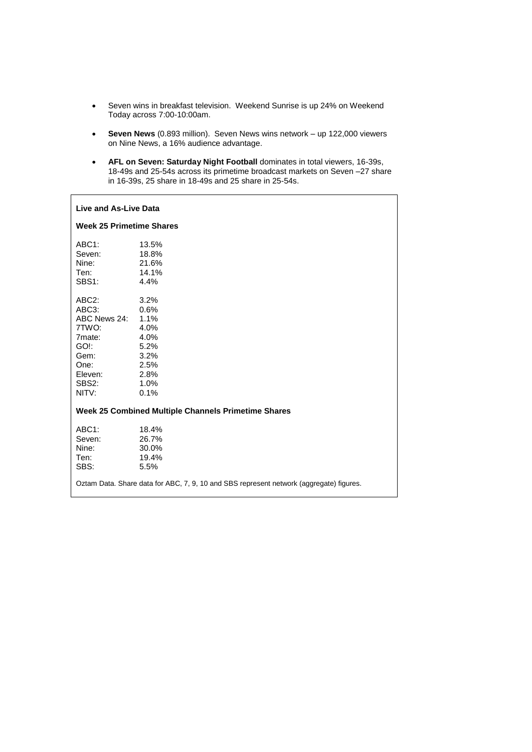- Seven wins in breakfast television. Weekend Sunrise is up 24% on Weekend Today across 7:00-10:00am.
- **Seven News** (0.893 million). Seven News wins network – up 122,000 viewers on Nine News, a 16% audience advantage.
- **AFL on Seven: Saturday Night Football** dominates in total viewers, 16-39s, 18-49s and 25-54s across its primetime broadcast markets on Seven –27 share in 16-39s, 25 share in 18-49s and 25 share in 25-54s.

**Live and As-Live Data**

**Week 25 Primetime Shares**

| | |
|---|---|
| ABC1: | 13.5% |
| Seven: | 18.8% |
| Nine: | 21.6% |
| Ten: | 14.1% |
| SBS1: | 4.4% |

| | |
|---|---|
| ABC2: | 3.2% |
| ABC3: | 0.6% |
| ABC News 24: | 1.1% |
| 7TWO: | 4.0% |
| 7mate: | 4.0% |
| GO!: | 5.2% |
| Gem: | 3.2% |
| One: | 2.5% |
| Eleven: | 2.8% |
| SBS2: | 1.0% |
| NITV: | 0.1% |

**Week 25 Combined Multiple Channels Primetime Shares**

| | |
|---|---|
| ABC1: | 18.4% |
| Seven: | 26.7% |
| Nine: | 30.0% |
| Ten: | 19.4% |
| SBS: | 5.5% |

Oztam Data. Share data for ABC, 7, 9, 10 and SBS represent network (aggregate) figures.